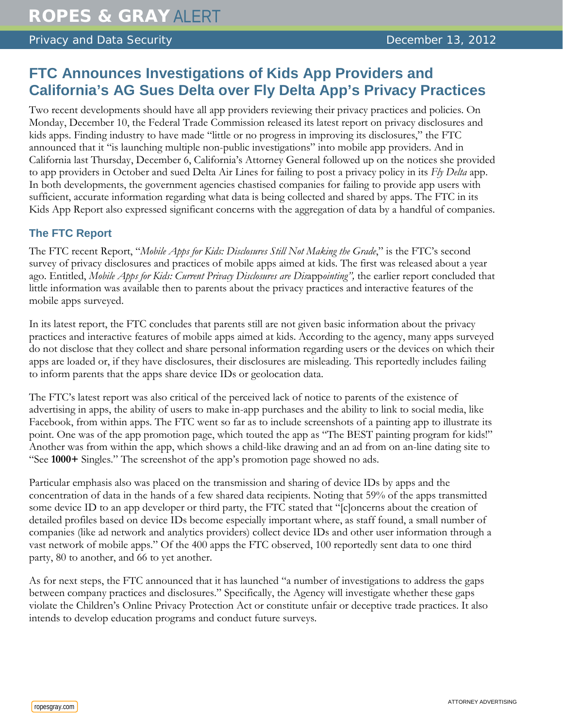# FTC Announces Investigations of Kids App Providers and California's AG Sues Delta over Fly Delta App's Privacy Practices

Two recent developments should have all app providers reviewing their privacy practices and policies. On Monday, December 10, the Federal Trade Commission released its latest report on privacy disclosures and kids apps. Finding industry to have made "little or no progress in improving its disclosures," the FTC announced that it "is launching multiple non-public investigations" into mobile app providers. And in California last Thursday, December 6, California's Attorney General followed up on the notices she provided to app providers in October and sued Delta Air Lines for failing to post a privacy policy in its *Fly Delta* app. In both developments, the government agencies chastised companies for failing to provide app users with sufficient, accurate information regarding what data is being collected and shared by apps. The FTC in its Kids App Report also expressed significant concerns with the aggregation of data by a handful of companies.

## The FTC Report

The FTC recent Report, "*Mobile Apps for Kids: Disclosures Still Not Making the Grade*," is the FTC's second survey of privacy disclosures and practices of mobile apps aimed at kids. The first was released about a year ago. Entitled, *Mobile Apps for Kids: Current Privacy Disclosures are Dis*app*ointing",* the earlier report concluded that little information was available then to parents about the privacy practices and interactive features of the mobile apps surveyed.

In its latest report, the FTC concludes that parents still are not given basic information about the privacy practices and interactive features of mobile apps aimed at kids. According to the agency, many apps surveyed do not disclose that they collect and share personal information regarding users or the devices on which their apps are loaded or, if they have disclosures, their disclosures are misleading. This reportedly includes failing to inform parents that the apps share device IDs or geolocation data.

The FTC's latest report was also critical of the perceived lack of notice to parents of the existence of advertising in apps, the ability of users to make in-app purchases and the ability to link to social media, like Facebook, from within apps. The FTC went so far as to include screenshots of a painting app to illustrate its point. One was of the app promotion page, which touted the app as "The BEST painting program for kids!" Another was from within the app, which shows a child-like drawing and an ad from on an-line dating site to "See **1000+** Singles." The screenshot of the app's promotion page showed no ads.

Particular emphasis also was placed on the transmission and sharing of device IDs by apps and the concentration of data in the hands of a few shared data recipients. Noting that 59% of the apps transmitted some device ID to an app developer or third party, the FTC stated that "[c]oncerns about the creation of detailed profiles based on device IDs become especially important where, as staff found, a small number of companies (like ad network and analytics providers) collect device IDs and other user information through a vast network of mobile apps." Of the 400 apps the FTC observed, 100 reportedly sent data to one third party, 80 to another, and 66 to yet another.

As for next steps, the FTC announced that it has launched "a number of investigations to address the gaps between company practices and disclosures." Specifically, the Agency will investigate whether these gaps violate the Children's Online Privacy Protection Act or constitute unfair or deceptive trade practices. It also intends to develop education programs and conduct future surveys.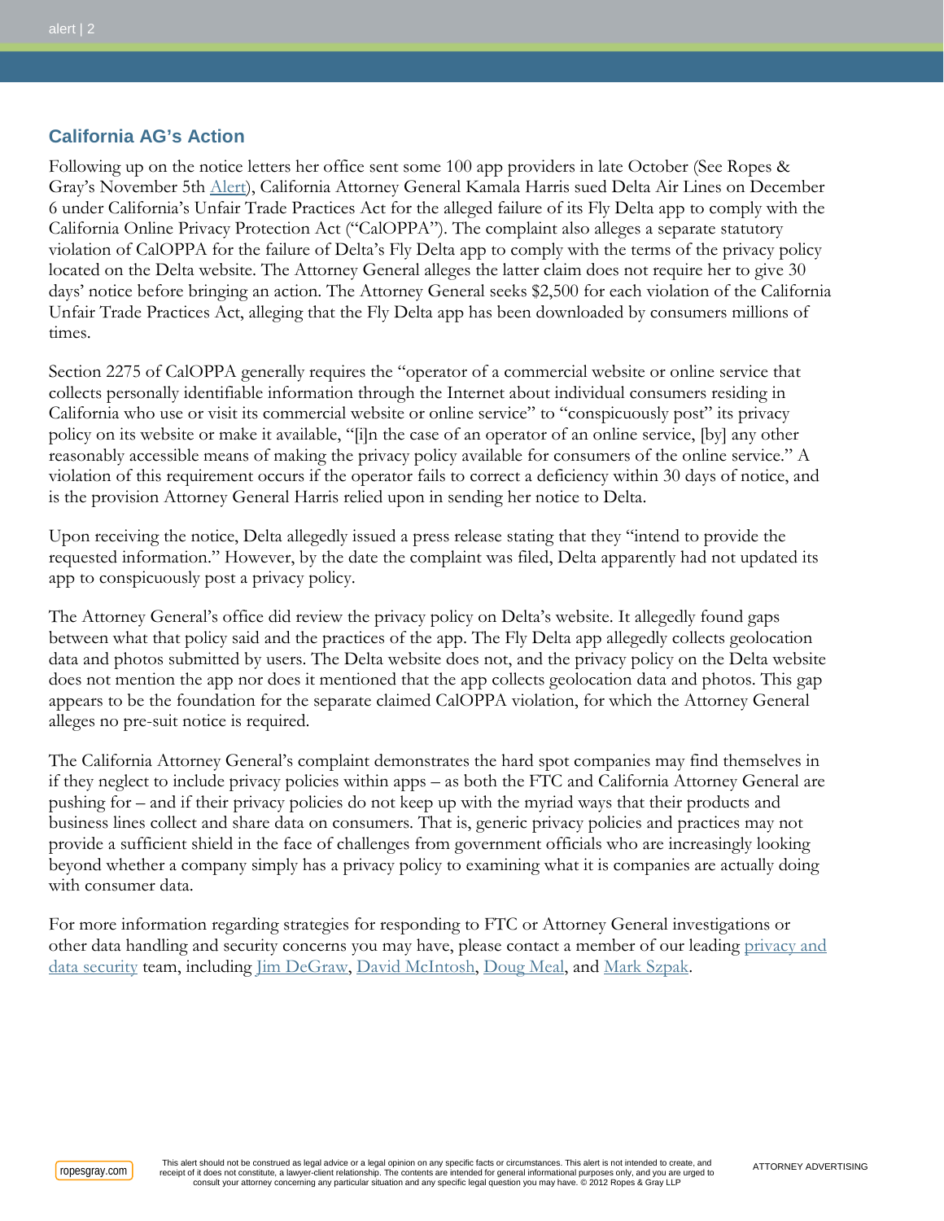## California AG's Action

Following up on the notice letters her office sent some 100 app providers in late October (See Ropes & Gray's November 5th Alert), California Attorney General Kamala Harris sued Delta Air Lines on December 6 under California's Unfair Trade Practices Act for the alleged failure of its Fly Delta app to comply with the California Online Privacy Protection Act ("CalOPPA"). The complaint also alleges a separate statutory violation of CalOPPA for the failure of Delta's Fly Delta app to comply with the terms of the privacy policy located on the Delta website. The Attorney General alleges the latter claim does not require her to give 30 days' notice before bringing an action. The Attorney General seeks $2,500 for each violation of the California Unfair Trade Practices Act, alleging that the Fly Delta app has been downloaded by consumers millions of times.

Section 2275 of CalOPPA generally requires the "operator of a commercial website or online service that collects personally identifiable information through the Internet about individual consumers residing in California who use or visit its commercial website or online service" to "conspicuously post" its privacy policy on its website or make it available, "[i]n the case of an operator of an online service, [by] any other reasonably accessible means of making the privacy policy available for consumers of the online service." A violation of this requirement occurs if the operator fails to correct a deficiency within 30 days of notice, and is the provision Attorney General Harris relied upon in sending her notice to Delta.

Upon receiving the notice, Delta allegedly issued a press release stating that they "intend to provide the requested information." However, by the date the complaint was filed, Delta apparently had not updated its app to conspicuously post a privacy policy.

The Attorney General's office did review the privacy policy on Delta's website. It allegedly found gaps between what that policy said and the practices of the app. The Fly Delta app allegedly collects geolocation data and photos submitted by users. The Delta website does not, and the privacy policy on the Delta website does not mention the app nor does it mentioned that the app collects geolocation data and photos. This gap appears to be the foundation for the separate claimed CalOPPA violation, for which the Attorney General alleges no pre-suit notice is required.

The California Attorney General's complaint demonstrates the hard spot companies may find themselves in if they neglect to include privacy policies within apps – as both the FTC and California Attorney General are pushing for – and if their privacy policies do not keep up with the myriad ways that their products and business lines collect and share data on consumers. That is, generic privacy policies and practices may not provide a sufficient shield in the face of challenges from government officials who are increasingly looking beyond whether a company simply has a privacy policy to examining what it is companies are actually doing with consumer data.

For more information regarding strategies for responding to FTC or Attorney General investigations or other data handling and security concerns you may have, please contact a member of our leading privacy and data security team, including Jim DeGraw, David McIntosh, Doug Meal, and Mark Szpak.

This alert should not be construed as legal advice or a legal opinion on any specific facts or circumstances. This alert is not intended to create, and receipt of it does not constitute, a lawyer-client relationship. The contents are intended for general informational purposes only, and you are urged to consult your attorney concerning any particular situation and any specific legal question you may have. © 2012 Ropes & Gray LLP

ATTORNEY ADVERTISING